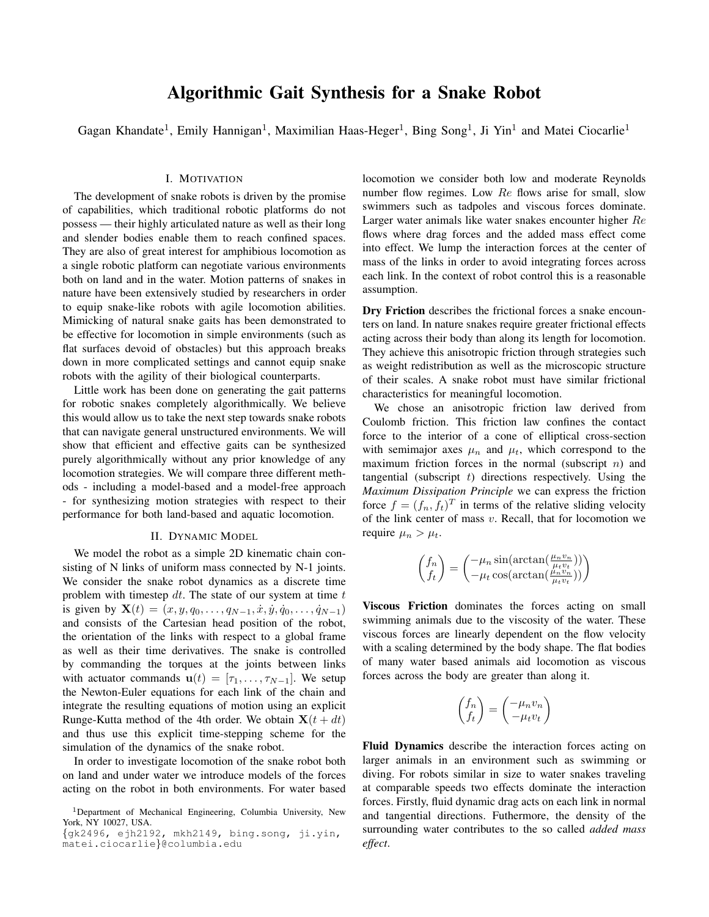# Algorithmic Gait Synthesis for a Snake Robot

Gagan Khandate[1], Emily Hannigan[1], Maximilian Haas-Heger[1], Bing Song[1], Ji Yin[1] and Matei Ciocarlie[1]

## I. Motivation

The development of snake robots is driven by the promise of capabilities, which traditional robotic platforms do not possess — their highly articulated nature as well as their long and slender bodies enable them to reach confined spaces. They are also of great interest for amphibious locomotion as a single robotic platform can negotiate various environments both on land and in the water. Motion patterns of snakes in nature have been extensively studied by researchers in order to equip snake-like robots with agile locomotion abilities. Mimicking of natural snake gaits has been demonstrated to be effective for locomotion in simple environments (such as flat surfaces devoid of obstacles) but this approach breaks down in more complicated settings and cannot equip snake robots with the agility of their biological counterparts.

Little work has been done on generating the gait patterns for robotic snakes completely algorithmically. We believe this would allow us to take the next step towards snake robots that can navigate general unstructured environments. We will show that efficient and effective gaits can be synthesized purely algorithmically without any prior knowledge of any locomotion strategies. We will compare three different methods - including a model-based and a model-free approach - for synthesizing motion strategies with respect to their performance for both land-based and aquatic locomotion.

## II. Dynamic Model

We model the robot as a simple 2D kinematic chain consisting of N links of uniform mass connected by N-1 joints. We consider the snake robot dynamics as a discrete time problem with timestep $dt$. The state of our system at time $t$ is given by $\mathbf{X}(t) = (x, y, q_0, \ldots, q_{N-1}, \dot{x}, \dot{y}, \dot{q}_0, \ldots, \dot{q}_{N-1})$ and consists of the Cartesian head position of the robot, the orientation of the links with respect to a global frame as well as their time derivatives. The snake is controlled by commanding the torques at the joints between links with actuator commands $\mathbf{u}(t) = [\tau_1, \ldots, \tau_{N-1}]$. We setup the Newton-Euler equations for each link of the chain and integrate the resulting equations of motion using an explicit Runge-Kutta method of the 4th order. We obtain $\mathbf{X}(t + dt)$ and thus use this explicit time-stepping scheme for the simulation of the dynamics of the snake robot.

In order to investigate locomotion of the snake robot both on land and under water we introduce models of the forces acting on the robot in both environments. For water based locomotion we consider both low and moderate Reynolds number flow regimes. Low $Re$ flows arise for small, slow swimmers such as tadpoles and viscous forces dominate. Larger water animals like water snakes encounter higher $Re$ flows where drag forces and the added mass effect come into effect. We lump the interaction forces at the center of mass of the links in order to avoid integrating forces across each link. In the context of robot control this is a reasonable assumption.

**Dry Friction** describes the frictional forces a snake encounters on land. In nature snakes require greater frictional effects acting across their body than along its length for locomotion. They achieve this anisotropic friction through strategies such as weight redistribution as well as the microscopic structure of their scales. A snake robot must have similar frictional characteristics for meaningful locomotion.

We chose an anisotropic friction law derived from Coulomb friction. This friction law confines the contact force to the interior of a cone of elliptical cross-section with semimajor axes $\mu_n$ and $\mu_t$, which correspond to the maximum friction forces in the normal (subscript $n$) and tangential (subscript $t$) directions respectively. Using the *Maximum Dissipation Principle* we can express the friction force $f = (f_n, f_t)^T$ in terms of the relative sliding velocity of the link center of mass $v$. Recall, that for locomotion we require $\mu_n > \mu_t$.

$$\begin{pmatrix} f_n \\ f_t \end{pmatrix} = \begin{pmatrix} -\mu_n \sin(\arctan(\frac{\mu_n v_n}{\mu_t v_t})) \\ -\mu_t \cos(\arctan(\frac{\mu_n v_n}{\mu_t v_t})) \end{pmatrix}$$

**Viscous Friction** dominates the forces acting on small swimming animals due to the viscosity of the water. These viscous forces are linearly dependent on the flow velocity with a scaling determined by the body shape. The flat bodies of many water based animals aid locomotion as viscous forces across the body are greater than along it.

$$\begin{pmatrix} f_n \\ f_t \end{pmatrix} = \begin{pmatrix} -\mu_n v_n \\ -\mu_t v_t \end{pmatrix}$$

**Fluid Dynamics** describe the interaction forces acting on larger animals in an environment such as swimming or diving. For robots similar in size to water snakes traveling at comparable speeds two effects dominate the interaction forces. Firstly, fluid dynamic drag acts on each link in normal and tangential directions. Futhermore, the density of the surrounding water contributes to the so called *added mass effect*.

[1]Department of Mechanical Engineering, Columbia University, New York, NY 10027, USA. {gk2496, ejh2192, mkh2149, bing.song, ji.yin, matei.ciocarlie}@columbia.edu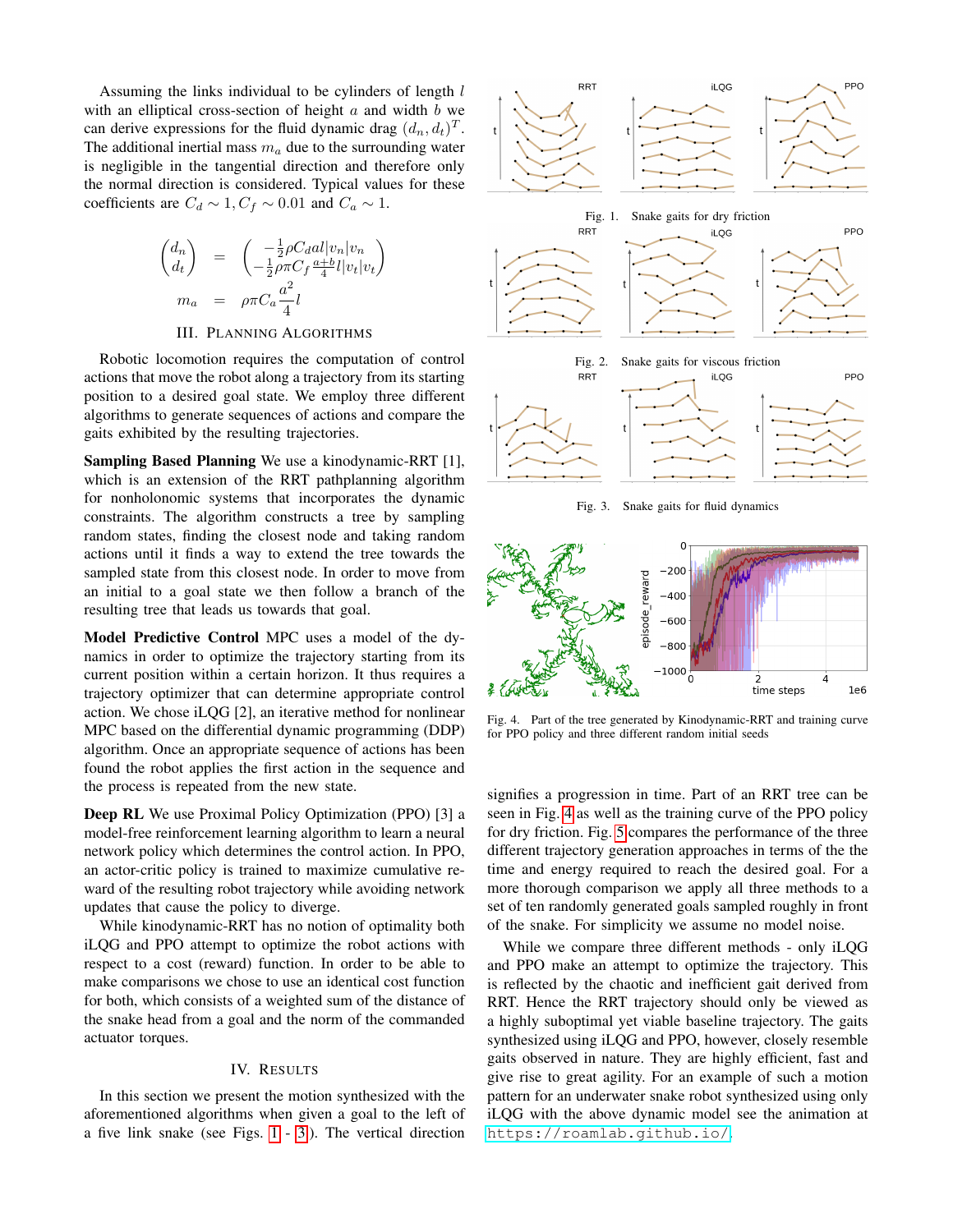Assuming the links individual to be cylinders of length $l$ with an elliptical cross-section of height $a$ and width $b$ we can derive expressions for the fluid dynamic drag $(d_n, d_t)^T$. The additional inertial mass $m_a$ due to the surrounding water is negligible in the tangential direction and therefore only the normal direction is considered. Typical values for these coefficients are $C_d \sim 1, C_f \sim 0.01$ and $C_a \sim 1$.

$$
\begin{aligned}
\begin{pmatrix} d_n \\ d_t \end{pmatrix} &= \begin{pmatrix} -\frac{1}{2}\rho C_d a l |v_n| v_n \\ -\frac{1}{2}\rho \pi C_f \frac{a+b}{4} l |v_t| v_t \end{pmatrix} \\
m_a &= \rho \pi C_a \frac{a^2}{4} l
\end{aligned}
$$

## III. Planning Algorithms

Robotic locomotion requires the computation of control actions that move the robot along a trajectory from its starting position to a desired goal state. We employ three different algorithms to generate sequences of actions and compare the gaits exhibited by the resulting trajectories.

**Sampling Based Planning** We use a kinodynamic-RRT [1], which is an extension of the RRT pathplanning algorithm for nonholonomic systems that incorporates the dynamic constraints. The algorithm constructs a tree by sampling random states, finding the closest node and taking random actions until it finds a way to extend the tree towards the sampled state from this closest node. In order to move from an initial to a goal state we then follow a branch of the resulting tree that leads us towards that goal.

**Model Predictive Control** MPC uses a model of the dynamics in order to optimize the trajectory starting from its current position within a certain horizon. It thus requires a trajectory optimizer that can determine appropriate control action. We chose iLQG [2], an iterative method for nonlinear MPC based on the differential dynamic programming (DDP) algorithm. Once an appropriate sequence of actions has been found the robot applies the first action in the sequence and the process is repeated from the new state.

**Deep RL** We use Proximal Policy Optimization (PPO) [3] a model-free reinforcement learning algorithm to learn a neural network policy which determines the control action. In PPO, an actor-critic policy is trained to maximize cumulative reward of the resulting robot trajectory while avoiding network updates that cause the policy to diverge.

While kinodynamic-RRT has no notion of optimality both iLQG and PPO attempt to optimize the robot actions with respect to a cost (reward) function. In order to be able to make comparisons we chose to use an identical cost function for both, which consists of a weighted sum of the distance of the snake head from a goal and the norm of the commanded actuator torques.

## IV. Results

In this section we present the motion synthesized with the aforementioned algorithms when given a goal to the left of a five link snake (see Figs. 1 - 3). The vertical direction signifies a progression in time. Part of an RRT tree can be seen in Fig. 4 as well as the training curve of the PPO policy for dry friction. Fig. 5 compares the performance of the three different trajectory generation approaches in terms of the the time and energy required to reach the desired goal. For a more thorough comparison we apply all three methods to a set of ten randomly generated goals sampled roughly in front of the snake. For simplicity we assume no model noise.

Fig. 1. Snake gaits for dry friction

Fig. 2. Snake gaits for viscous friction

Fig. 3. Snake gaits for fluid dynamics

Fig. 4. Part of the tree generated by Kinodynamic-RRT and training curve for PPO policy and three different random initial seeds

While we compare three different methods - only iLQG and PPO make an attempt to optimize the trajectory. This is reflected by the chaotic and inefficient gait derived from RRT. Hence the RRT trajectory should only be viewed as a highly suboptimal yet viable baseline trajectory. The gaits synthesized using iLQG and PPO, however, closely resemble gaits observed in nature. They are highly efficient, fast and give rise to great agility. For an example of such a motion pattern for an underwater snake robot synthesized using only iLQG with the above dynamic model see the animation at https://roamlab.github.io/.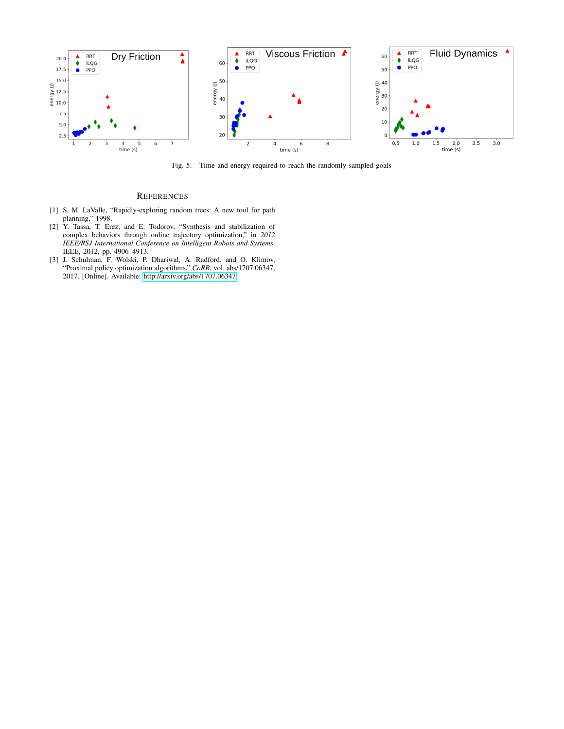Dry Friction

RRT
iLQG
PPO

energy (J)
20.0
17.5
15.0
12.5
10.0
7.5
5.0
2.5

time (s)
1 2 3 4 5 6 7

Viscous Friction

RRT
iLQG
PPO

energy (J)
60
50
40
30
20

time (s)
2 4 6 8

Fluid Dynamics

RRT
iLQG
PPO

energy (J)
60
50
40
30
20
10
0

time (s)
0.5 1.0 1.5 2.0 2.5 3.0

Fig. 5. Time and energy required to reach the randomly sampled goals

## REFERENCES

[1] S. M. LaValle, "Rapidly-exploring random trees: A new tool for path planning," 1998.

[2] Y. Tassa, T. Erez, and E. Todorov, "Synthesis and stabilization of complex behaviors through online trajectory optimization," in *2012 IEEE/RSJ International Conference on Intelligent Robots and Systems*. IEEE, 2012, pp. 4906–4913.

[3] J. Schulman, F. Wolski, P. Dhariwal, A. Radford, and O. Klimov, "Proximal policy optimization algorithms," *CoRR*, vol. abs/1707.06347, 2017. [Online]. Available: http://arxiv.org/abs/1707.06347